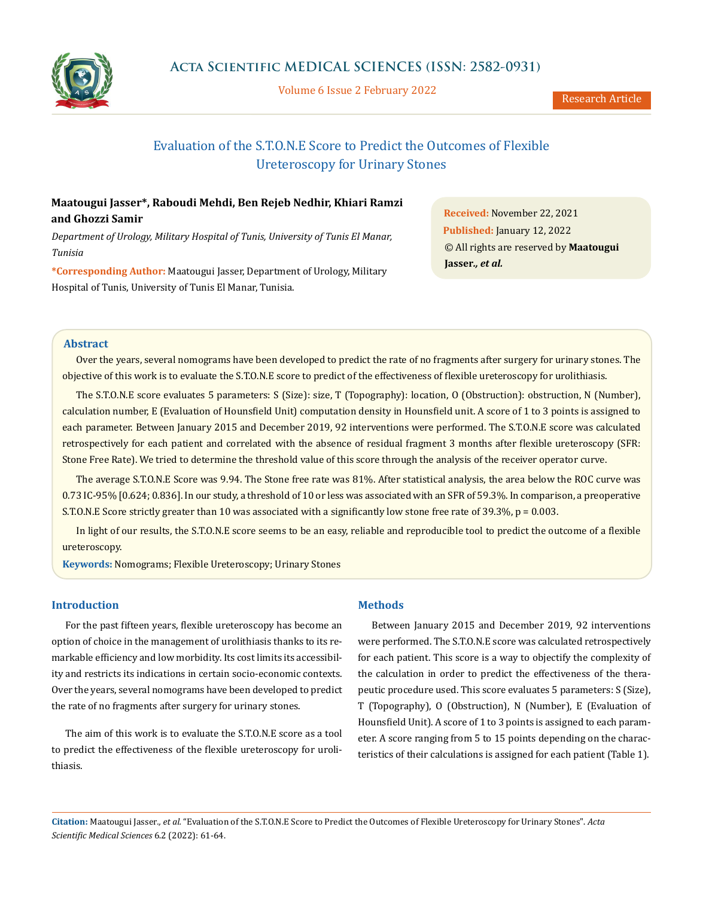# Evaluation of the S.T.O.N.E Score to Predict the Outcomes of Flexible Ureteroscopy for Urinary Stones

**Maatougui Jasser*, Raboudi Mehdi, Ben Rejeb Nedhir, Khiari Ramzi and Ghozzi Samir**

*Department of Urology, Military Hospital of Tunis, University of Tunis El Manar, Tunisia*

***Corresponding Author:** Maatougui Jasser, Department of Urology, Military Hospital of Tunis, University of Tunis El Manar, Tunisia.

**Received:** November 22, 2021
**Published:** January 12, 2022
© All rights are reserved by **Maatougui Jasser*., et al.***

## Abstract

Over the years, several nomograms have been developed to predict the rate of no fragments after surgery for urinary stones. The objective of this work is to evaluate the S.T.O.N.E score to predict of the effectiveness of flexible ureteroscopy for urolithiasis.

The S.T.O.N.E score evaluates 5 parameters: S (Size): size, T (Topography): location, O (Obstruction): obstruction, N (Number), calculation number, E (Evaluation of Hounsfield Unit) computation density in Hounsfield unit. A score of 1 to 3 points is assigned to each parameter. Between January 2015 and December 2019, 92 interventions were performed. The S.T.O.N.E score was calculated retrospectively for each patient and correlated with the absence of residual fragment 3 months after flexible ureteroscopy (SFR: Stone Free Rate). We tried to determine the threshold value of this score through the analysis of the receiver operator curve.

The average S.T.O.N.E Score was 9.94. The Stone free rate was 81%. After statistical analysis, the area below the ROC curve was 0.73 IC-95% [0.624; 0.836]. In our study, a threshold of 10 or less was associated with an SFR of 59.3%. In comparison, a preoperative S.T.O.N.E Score strictly greater than 10 was associated with a significantly low stone free rate of 39.3%, p = 0.003.

In light of our results, the S.T.O.N.E score seems to be an easy, reliable and reproducible tool to predict the outcome of a flexible ureteroscopy.

**Keywords:** Nomograms; Flexible Ureteroscopy; Urinary Stones

## Introduction

For the past fifteen years, flexible ureteroscopy has become an option of choice in the management of urolithiasis thanks to its remarkable efficiency and low morbidity. Its cost limits its accessibility and restricts its indications in certain socio-economic contexts. Over the years, several nomograms have been developed to predict the rate of no fragments after surgery for urinary stones.

The aim of this work is to evaluate the S.T.O.N.E score as a tool to predict the effectiveness of the flexible ureteroscopy for urolithiasis.

## Methods

Between January 2015 and December 2019, 92 interventions were performed. The S.T.O.N.E score was calculated retrospectively for each patient. This score is a way to objectify the complexity of the calculation in order to predict the effectiveness of the therapeutic procedure used. This score evaluates 5 parameters: S (Size), T (Topography), O (Obstruction), N (Number), E (Evaluation of Hounsfield Unit). A score of 1 to 3 points is assigned to each parameter. A score ranging from 5 to 15 points depending on the characteristics of their calculations is assigned for each patient (Table 1).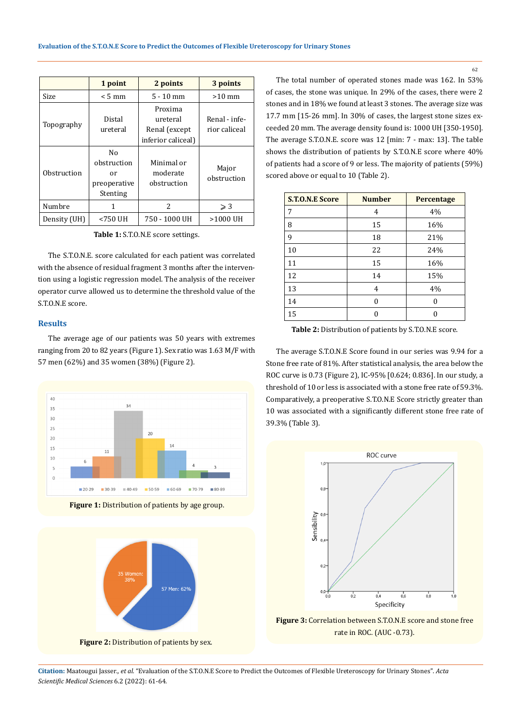|  | 1 point | 2 points | 3 points |
|---|---|---|---|
| Size | < 5 mm | 5 - 10 mm | >10 mm |
| Topography | Distal ureteral | Proxima ureteral Renal (except inferior caliceal) | Renal - inferior caliceal |
| Obstruction | No obstruction or preoperative Stenting | Minimal or moderate obstruction | Major obstruction |
| Numbre | 1 | 2 | ⩾ 3 |
| Density (UH) | <750 UH | 750 - 1000 UH | >1000 UH |

**Table 1:** S.T.O.N.E score settings.

The S.T.O.N.E. score calculated for each patient was correlated with the absence of residual fragment 3 months after the intervention using a logistic regression model. The analysis of the receiver operator curve allowed us to determine the threshold value of the S.T.O.N.E score.

## Results

The average age of our patients was 50 years with extremes ranging from 20 to 82 years (Figure 1). Sex ratio was 1.63 M/F with 57 men (62%) and 35 women (38%) (Figure 2).

**Figure 1:** Distribution of patients by age group.

**Figure 2:** Distribution of patients by sex.

The total number of operated stones made was 162. In 53% of cases, the stone was unique. In 29% of the cases, there were 2 stones and in 18% we found at least 3 stones. The average size was 17.7 mm [15-26 mm]. In 30% of cases, the largest stone sizes exceeded 20 mm. The average density found is: 1000 UH [350-1950]. The average S.T.O.N.E. score was 12 [min: 7 - max: 13]. The table shows the distribution of patients by S.T.O.N.E score where 40% of patients had a score of 9 or less. The majority of patients (59%) scored above or equal to 10 (Table 2).

| S.T.O.N.E Score | Number | Percentage |
|---|---|---|
| 7 | 4 | 4% |
| 8 | 15 | 16% |
| 9 | 18 | 21% |
| 10 | 22 | 24% |
| 11 | 15 | 16% |
| 12 | 14 | 15% |
| 13 | 4 | 4% |
| 14 | 0 | 0 |
| 15 | 0 | 0 |

**Table 2:** Distribution of patients by S.T.O.N.E score.

The average S.T.O.N.E Score found in our series was 9.94 for a Stone free rate of 81%. After statistical analysis, the area below the ROC curve is 0.73 (Figure 2), IC-95% [0.624; 0.836]. In our study, a threshold of 10 or less is associated with a stone free rate of 59.3%. Comparatively, a preoperative S.T.O.N.E Score strictly greater than 10 was associated with a significantly different stone free rate of 39.3% (Table 3).

**Figure 3:** Correlation between S.T.O.N.E score and stone free rate in ROC. (AUC -0.73).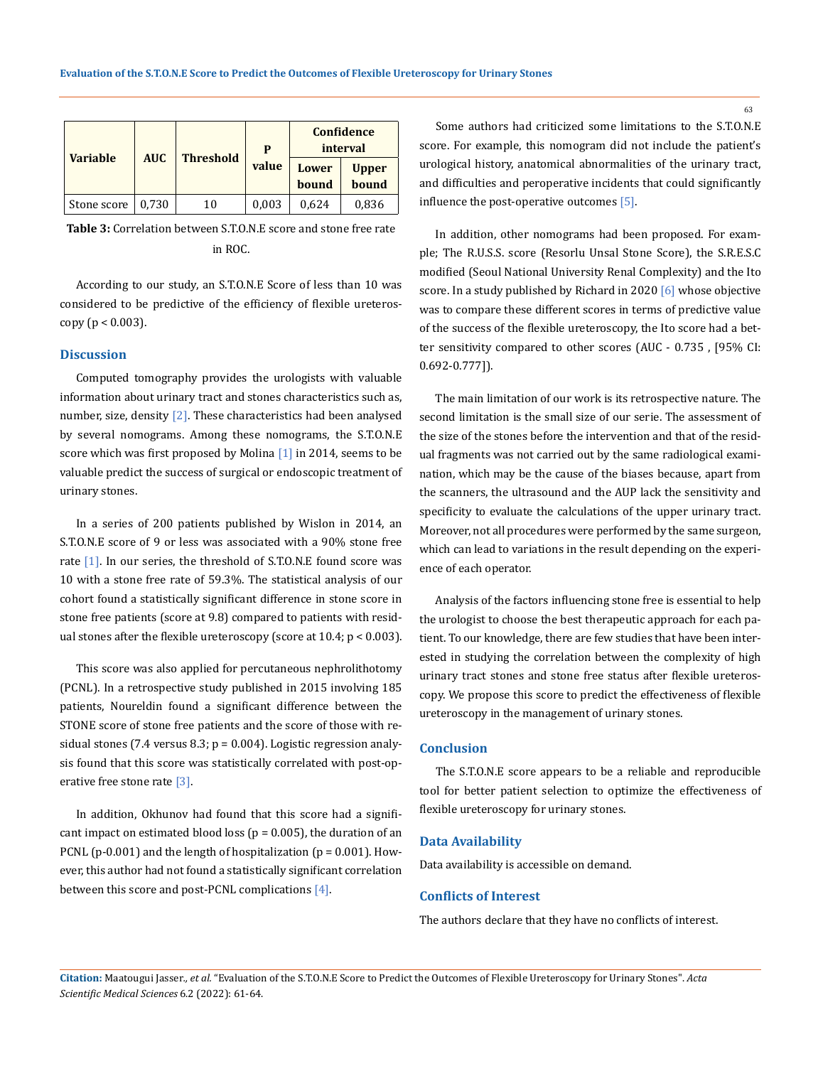| Variable | AUC | Threshold | P value | Confidence interval | |
|---|---|---|---|---|---|
| | | | | Lower bound | Upper bound |
| Stone score | 0,730 | 10 | 0,003 | 0,624 | 0,836 |

**Table 3:** Correlation between S.T.O.N.E score and stone free rate in ROC.

According to our study, an S.T.O.N.E Score of less than 10 was considered to be predictive of the efficiency of flexible ureteroscopy ($p < 0.003$).

## Discussion

Computed tomography provides the urologists with valuable information about urinary tract and stones characteristics such as, number, size, density [2]. These characteristics had been analysed by several nomograms. Among these nomograms, the S.T.O.N.E score which was first proposed by Molina [1] in 2014, seems to be valuable predict the success of surgical or endoscopic treatment of urinary stones.

In a series of 200 patients published by Wislon in 2014, an S.T.O.N.E score of 9 or less was associated with a 90% stone free rate [1]. In our series, the threshold of S.T.O.N.E found score was 10 with a stone free rate of 59.3%. The statistical analysis of our cohort found a statistically significant difference in stone score in stone free patients (score at 9.8) compared to patients with residual stones after the flexible ureteroscopy (score at 10.4; $p < 0.003$).

This score was also applied for percutaneous nephrolithotomy (PCNL). In a retrospective study published in 2015 involving 185 patients, Noureldin found a significant difference between the STONE score of stone free patients and the score of those with residual stones (7.4 versus 8.3; $p = 0.004$). Logistic regression analysis found that this score was statistically correlated with post-operative free stone rate [3].

In addition, Okhunov had found that this score had a significant impact on estimated blood loss ($p = 0.005$), the duration of an PCNL (p-0.001) and the length of hospitalization ($p = 0.001$). However, this author had not found a statistically significant correlation between this score and post-PCNL complications [4].

Some authors had criticized some limitations to the S.T.O.N.E score. For example, this nomogram did not include the patient's urological history, anatomical abnormalities of the urinary tract, and difficulties and peroperative incidents that could significantly influence the post-operative outcomes [5].

In addition, other nomograms had been proposed. For example; The R.U.S.S. score (Resorlu Unsal Stone Score), the S.R.E.S.C modified (Seoul National University Renal Complexity) and the Ito score. In a study published by Richard in 2020 [6] whose objective was to compare these different scores in terms of predictive value of the success of the flexible ureteroscopy, the Ito score had a better sensitivity compared to other scores (AUC - 0.735 , [95% CI: 0.692-0.777]).

The main limitation of our work is its retrospective nature. The second limitation is the small size of our serie. The assessment of the size of the stones before the intervention and that of the residual fragments was not carried out by the same radiological examination, which may be the cause of the biases because, apart from the scanners, the ultrasound and the AUP lack the sensitivity and specificity to evaluate the calculations of the upper urinary tract. Moreover, not all procedures were performed by the same surgeon, which can lead to variations in the result depending on the experience of each operator.

Analysis of the factors influencing stone free is essential to help the urologist to choose the best therapeutic approach for each patient. To our knowledge, there are few studies that have been interested in studying the correlation between the complexity of high urinary tract stones and stone free status after flexible ureteroscopy. We propose this score to predict the effectiveness of flexible ureteroscopy in the management of urinary stones.

## Conclusion

The S.T.O.N.E score appears to be a reliable and reproducible tool for better patient selection to optimize the effectiveness of flexible ureteroscopy for urinary stones.

## Data Availability

Data availability is accessible on demand.

## Conflicts of Interest

The authors declare that they have no conflicts of interest.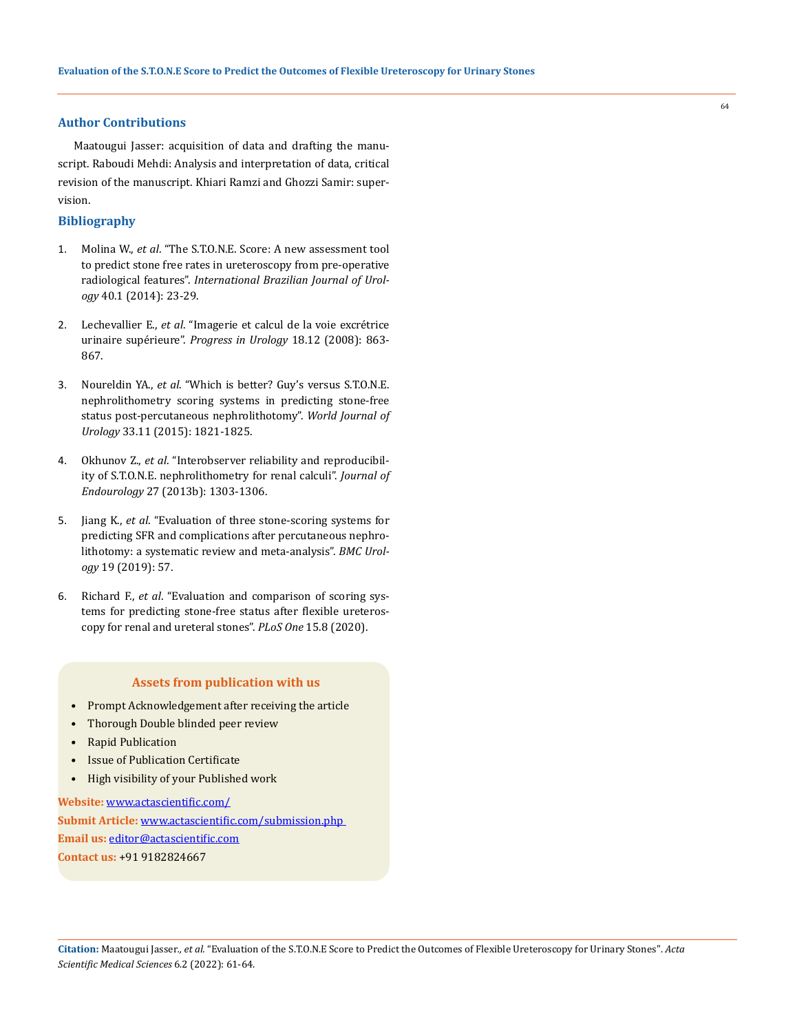## Author Contributions

Maatougui Jasser: acquisition of data and drafting the manuscript. Raboudi Mehdi: Analysis and interpretation of data, critical revision of the manuscript. Khiari Ramzi and Ghozzi Samir: supervision.

## Bibliography

1. Molina W., *et al*. "The S.T.O.N.E. Score: A new assessment tool to predict stone free rates in ureteroscopy from pre-operative radiological features". *International Brazilian Journal of Urology* 40.1 (2014): 23-29.

2. Lechevallier E., *et al*. "Imagerie et calcul de la voie excrétrice urinaire supérieure". *Progress in Urology* 18.12 (2008): 863-867.

3. Noureldin YA., *et al*. "Which is better? Guy's versus S.T.O.N.E. nephrolithometry scoring systems in predicting stone-free status post-percutaneous nephrolithotomy". *World Journal of Urology* 33.11 (2015): 1821-1825.

4. Okhunov Z., *et al*. "Interobserver reliability and reproducibility of S.T.O.N.E. nephrolithometry for renal calculi". *Journal of Endourology* 27 (2013b): 1303-1306.

5. Jiang K., *et al*. "Evaluation of three stone-scoring systems for predicting SFR and complications after percutaneous nephrolithotomy: a systematic review and meta-analysis". *BMC Urology* 19 (2019): 57.

6. Richard F., *et al*. "Evaluation and comparison of scoring systems for predicting stone-free status after flexible ureteroscopy for renal and ureteral stones". *PLoS One* 15.8 (2020).

**Assets from publication with us**

- Prompt Acknowledgement after receiving the article
- Thorough Double blinded peer review
- Rapid Publication
- Issue of Publication Certificate
- High visibility of your Published work

**Website:** www.actascientific.com/
**Submit Article:** www.actascientific.com/submission.php
**Email us:** editor@actascientific.com
**Contact us:** +91 9182824667